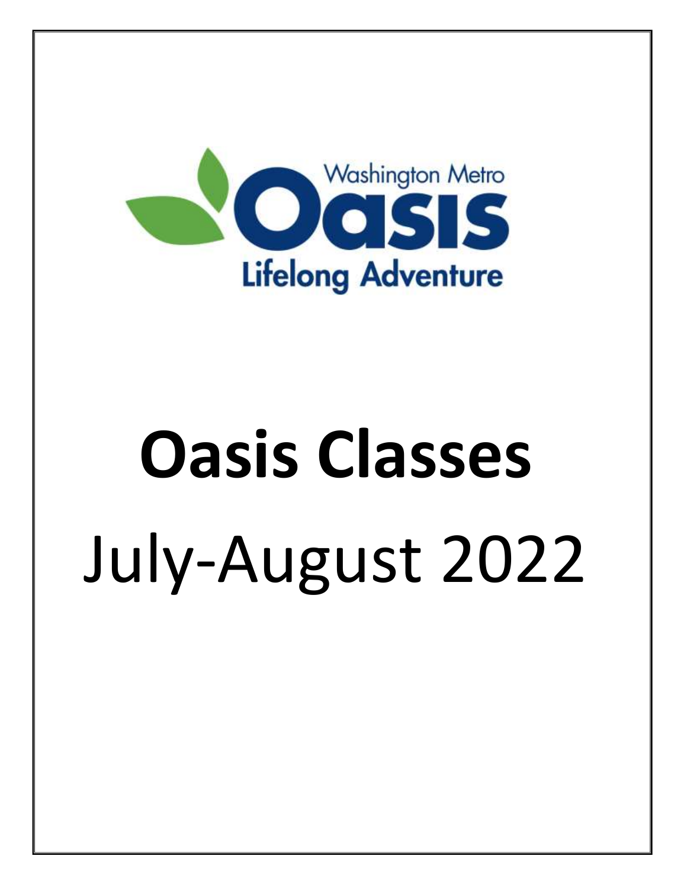Washington Metro

Oasis

Lifelong Adventure

# Oasis Classes

July-August 2022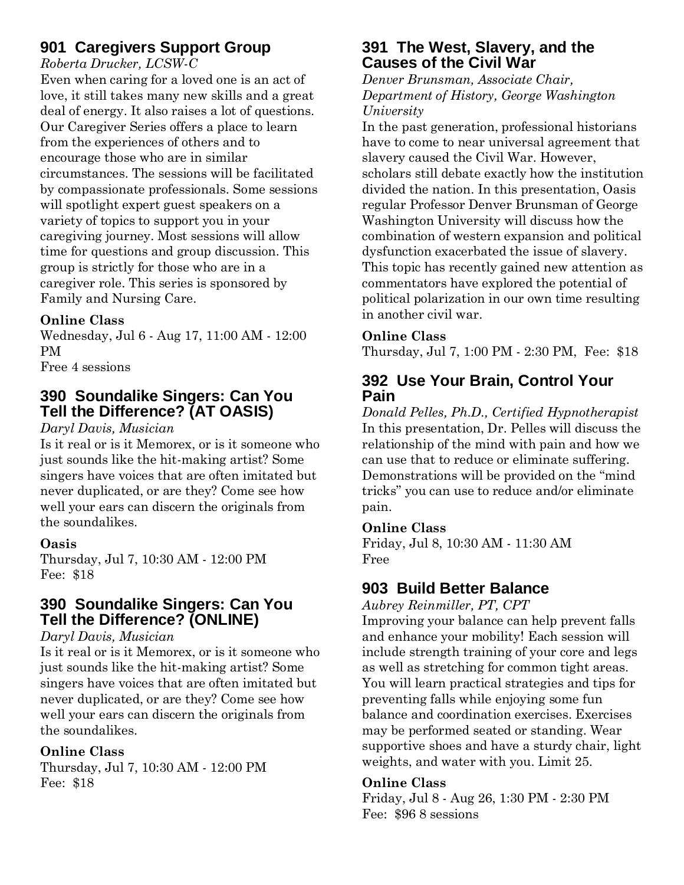## 901 Caregivers Support Group

*Roberta Drucker, LCSW-C*

Even when caring for a loved one is an act of love, it still takes many new skills and a great deal of energy. It also raises a lot of questions. Our Caregiver Series offers a place to learn from the experiences of others and to encourage those who are in similar circumstances. The sessions will be facilitated by compassionate professionals. Some sessions will spotlight expert guest speakers on a variety of topics to support you in your caregiving journey. Most sessions will allow time for questions and group discussion. This group is strictly for those who are in a caregiver role. This series is sponsored by Family and Nursing Care.

**Online Class**

Wednesday, Jul 6 - Aug 17, 11:00 AM - 12:00 PM

Free 4 sessions

## 390 Soundalike Singers: Can You Tell the Difference? (AT OASIS)

*Daryl Davis, Musician*

Is it real or is it Memorex, or is it someone who just sounds like the hit-making artist? Some singers have voices that are often imitated but never duplicated, or are they? Come see how well your ears can discern the originals from the soundalikes.

**Oasis**

Thursday, Jul 7, 10:30 AM - 12:00 PM

Fee: $18

## 390 Soundalike Singers: Can You Tell the Difference? (ONLINE)

*Daryl Davis, Musician*

Is it real or is it Memorex, or is it someone who just sounds like the hit-making artist? Some singers have voices that are often imitated but never duplicated, or are they? Come see how well your ears can discern the originals from the soundalikes.

**Online Class**

Thursday, Jul 7, 10:30 AM - 12:00 PM

Fee: $18

## 391 The West, Slavery, and the Causes of the Civil War

*Denver Brunsman, Associate Chair, Department of History, George Washington University*

In the past generation, professional historians have to come to near universal agreement that slavery caused the Civil War. However, scholars still debate exactly how the institution divided the nation. In this presentation, Oasis regular Professor Denver Brunsman of George Washington University will discuss how the combination of western expansion and political dysfunction exacerbated the issue of slavery. This topic has recently gained new attention as commentators have explored the potential of political polarization in our own time resulting in another civil war.

**Online Class**

Thursday, Jul 7, 1:00 PM - 2:30 PM, Fee: $18

## 392 Use Your Brain, Control Your Pain

*Donald Pelles, Ph.D., Certified Hypnotherapist*

In this presentation, Dr. Pelles will discuss the relationship of the mind with pain and how we can use that to reduce or eliminate suffering. Demonstrations will be provided on the "mind tricks" you can use to reduce and/or eliminate pain.

**Online Class**

Friday, Jul 8, 10:30 AM - 11:30 AM

Free

## 903 Build Better Balance

*Aubrey Reinmiller, PT, CPT*

Improving your balance can help prevent falls and enhance your mobility! Each session will include strength training of your core and legs as well as stretching for common tight areas. You will learn practical strategies and tips for preventing falls while enjoying some fun balance and coordination exercises. Exercises may be performed seated or standing. Wear supportive shoes and have a sturdy chair, light weights, and water with you. Limit 25.

**Online Class**

Friday, Jul 8 - Aug 26, 1:30 PM - 2:30 PM

Fee: $96 8 sessions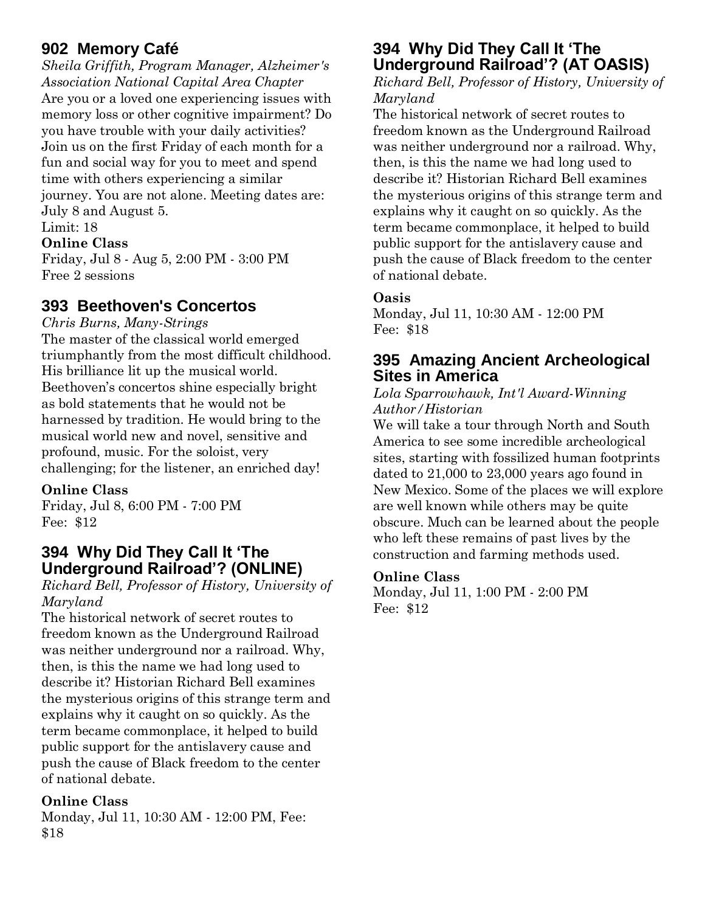## 902 Memory Café

*Sheila Griffith, Program Manager, Alzheimer's Association National Capital Area Chapter*

Are you or a loved one experiencing issues with memory loss or other cognitive impairment? Do you have trouble with your daily activities? Join us on the first Friday of each month for a fun and social way for you to meet and spend time with others experiencing a similar journey. You are not alone. Meeting dates are: July 8 and August 5.

Limit: 18

**Online Class**

Friday, Jul 8 - Aug 5, 2:00 PM - 3:00 PM
Free 2 sessions

## 393 Beethoven's Concertos

*Chris Burns, Many-Strings*

The master of the classical world emerged triumphantly from the most difficult childhood. His brilliance lit up the musical world. Beethoven's concertos shine especially bright as bold statements that he would not be harnessed by tradition. He would bring to the musical world new and novel, sensitive and profound, music. For the soloist, very challenging; for the listener, an enriched day!

**Online Class**

Friday, Jul 8, 6:00 PM - 7:00 PM
Fee: $12

## 394 Why Did They Call It 'The Underground Railroad'? (ONLINE)

*Richard Bell, Professor of History, University of Maryland*

The historical network of secret routes to freedom known as the Underground Railroad was neither underground nor a railroad. Why, then, is this the name we had long used to describe it? Historian Richard Bell examines the mysterious origins of this strange term and explains why it caught on so quickly. As the term became commonplace, it helped to build public support for the antislavery cause and push the cause of Black freedom to the center of national debate.

**Online Class**

Monday, Jul 11, 10:30 AM - 12:00 PM, Fee: $18

## 394 Why Did They Call It 'The Underground Railroad'? (AT OASIS)

*Richard Bell, Professor of History, University of Maryland*

The historical network of secret routes to freedom known as the Underground Railroad was neither underground nor a railroad. Why, then, is this the name we had long used to describe it? Historian Richard Bell examines the mysterious origins of this strange term and explains why it caught on so quickly. As the term became commonplace, it helped to build public support for the antislavery cause and push the cause of Black freedom to the center of national debate.

**Oasis**

Monday, Jul 11, 10:30 AM - 12:00 PM
Fee: $18

## 395 Amazing Ancient Archeological Sites in America

*Lola Sparrowhawk, Int'l Award-Winning Author/Historian*

We will take a tour through North and South America to see some incredible archeological sites, starting with fossilized human footprints dated to 21,000 to 23,000 years ago found in New Mexico. Some of the places we will explore are well known while others may be quite obscure. Much can be learned about the people who left these remains of past lives by the construction and farming methods used.

**Online Class**

Monday, Jul 11, 1:00 PM - 2:00 PM
Fee: $12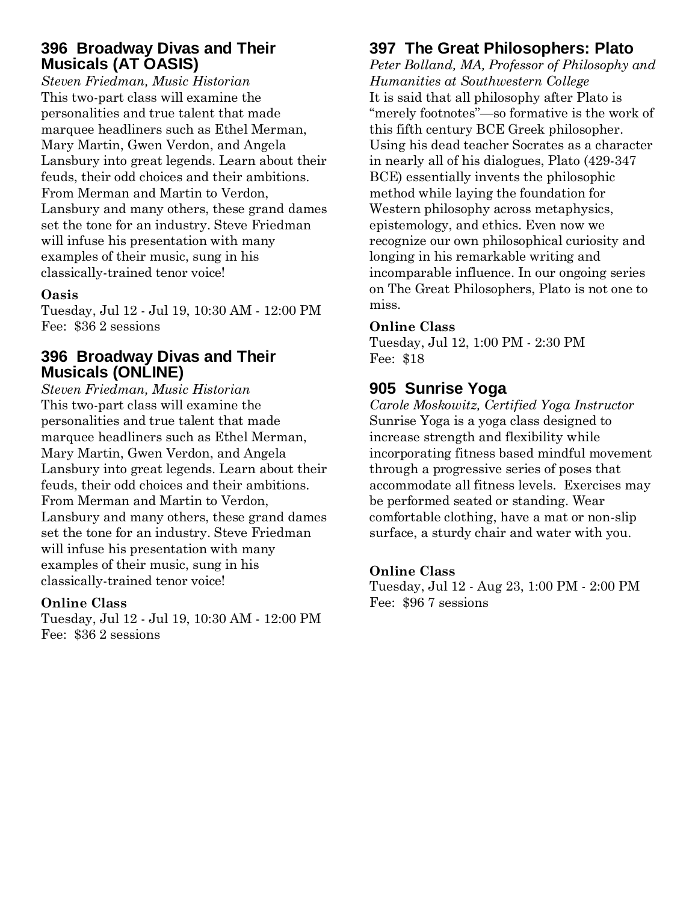## 396 Broadway Divas and Their Musicals (AT OASIS)

*Steven Friedman, Music Historian*

This two-part class will examine the personalities and true talent that made marquee headliners such as Ethel Merman, Mary Martin, Gwen Verdon, and Angela Lansbury into great legends. Learn about their feuds, their odd choices and their ambitions. From Merman and Martin to Verdon, Lansbury and many others, these grand dames set the tone for an industry. Steve Friedman will infuse his presentation with many examples of their music, sung in his classically-trained tenor voice!

**Oasis**

Tuesday, Jul 12 - Jul 19, 10:30 AM - 12:00 PM
Fee: $36 2 sessions

## 396 Broadway Divas and Their Musicals (ONLINE)

*Steven Friedman, Music Historian*

This two-part class will examine the personalities and true talent that made marquee headliners such as Ethel Merman, Mary Martin, Gwen Verdon, and Angela Lansbury into great legends. Learn about their feuds, their odd choices and their ambitions. From Merman and Martin to Verdon, Lansbury and many others, these grand dames set the tone for an industry. Steve Friedman will infuse his presentation with many examples of their music, sung in his classically-trained tenor voice!

**Online Class**

Tuesday, Jul 12 - Jul 19, 10:30 AM - 12:00 PM
Fee: $36 2 sessions

## 397 The Great Philosophers: Plato

*Peter Bolland, MA, Professor of Philosophy and Humanities at Southwestern College*

It is said that all philosophy after Plato is "merely footnotes"—so formative is the work of this fifth century BCE Greek philosopher. Using his dead teacher Socrates as a character in nearly all of his dialogues, Plato (429-347 BCE) essentially invents the philosophic method while laying the foundation for Western philosophy across metaphysics, epistemology, and ethics. Even now we recognize our own philosophical curiosity and longing in his remarkable writing and incomparable influence. In our ongoing series on The Great Philosophers, Plato is not one to miss.

**Online Class**

Tuesday, Jul 12, 1:00 PM - 2:30 PM
Fee: $18

## 905 Sunrise Yoga

*Carole Moskowitz, Certified Yoga Instructor*

Sunrise Yoga is a yoga class designed to increase strength and flexibility while incorporating fitness based mindful movement through a progressive series of poses that accommodate all fitness levels. Exercises may be performed seated or standing. Wear comfortable clothing, have a mat or non-slip surface, a sturdy chair and water with you.

**Online Class**

Tuesday, Jul 12 - Aug 23, 1:00 PM - 2:00 PM
Fee: $96 7 sessions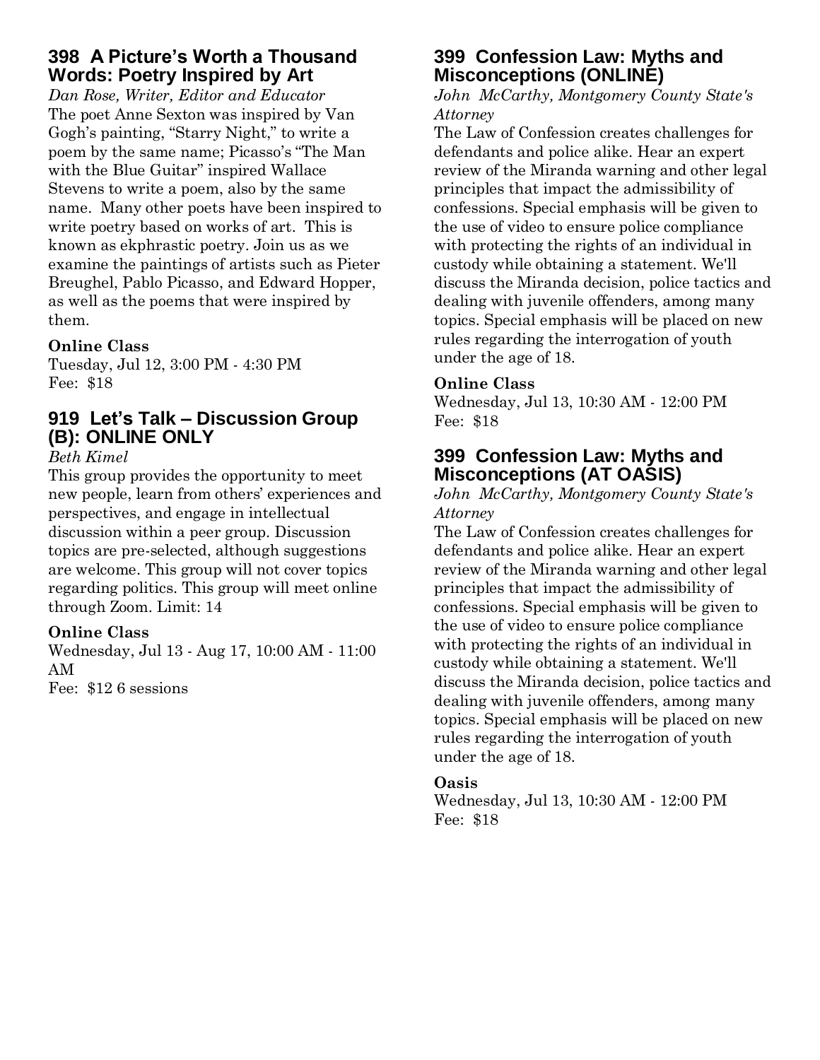## 398 A Picture's Worth a Thousand Words: Poetry Inspired by Art

*Dan Rose, Writer, Editor and Educator*

The poet Anne Sexton was inspired by Van Gogh's painting, "Starry Night," to write a poem by the same name; Picasso's "The Man with the Blue Guitar" inspired Wallace Stevens to write a poem, also by the same name. Many other poets have been inspired to write poetry based on works of art. This is known as ekphrastic poetry. Join us as we examine the paintings of artists such as Pieter Breughel, Pablo Picasso, and Edward Hopper, as well as the poems that were inspired by them.

**Online Class**

Tuesday, Jul 12, 3:00 PM - 4:30 PM
Fee: $18

## 919 Let's Talk – Discussion Group (B): ONLINE ONLY

*Beth Kimel*

This group provides the opportunity to meet new people, learn from others' experiences and perspectives, and engage in intellectual discussion within a peer group. Discussion topics are pre-selected, although suggestions are welcome. This group will not cover topics regarding politics. This group will meet online through Zoom. Limit: 14

**Online Class**

Wednesday, Jul 13 - Aug 17, 10:00 AM - 11:00 AM
Fee: $12 6 sessions

## 399 Confession Law: Myths and Misconceptions (ONLINE)

*John McCarthy, Montgomery County State's Attorney*

The Law of Confession creates challenges for defendants and police alike. Hear an expert review of the Miranda warning and other legal principles that impact the admissibility of confessions. Special emphasis will be given to the use of video to ensure police compliance with protecting the rights of an individual in custody while obtaining a statement. We'll discuss the Miranda decision, police tactics and dealing with juvenile offenders, among many topics. Special emphasis will be placed on new rules regarding the interrogation of youth under the age of 18.

**Online Class**

Wednesday, Jul 13, 10:30 AM - 12:00 PM
Fee: $18

## 399 Confession Law: Myths and Misconceptions (AT OASIS)

*John McCarthy, Montgomery County State's Attorney*

The Law of Confession creates challenges for defendants and police alike. Hear an expert review of the Miranda warning and other legal principles that impact the admissibility of confessions. Special emphasis will be given to the use of video to ensure police compliance with protecting the rights of an individual in custody while obtaining a statement. We'll discuss the Miranda decision, police tactics and dealing with juvenile offenders, among many topics. Special emphasis will be placed on new rules regarding the interrogation of youth under the age of 18.

**Oasis**

Wednesday, Jul 13, 10:30 AM - 12:00 PM
Fee: $18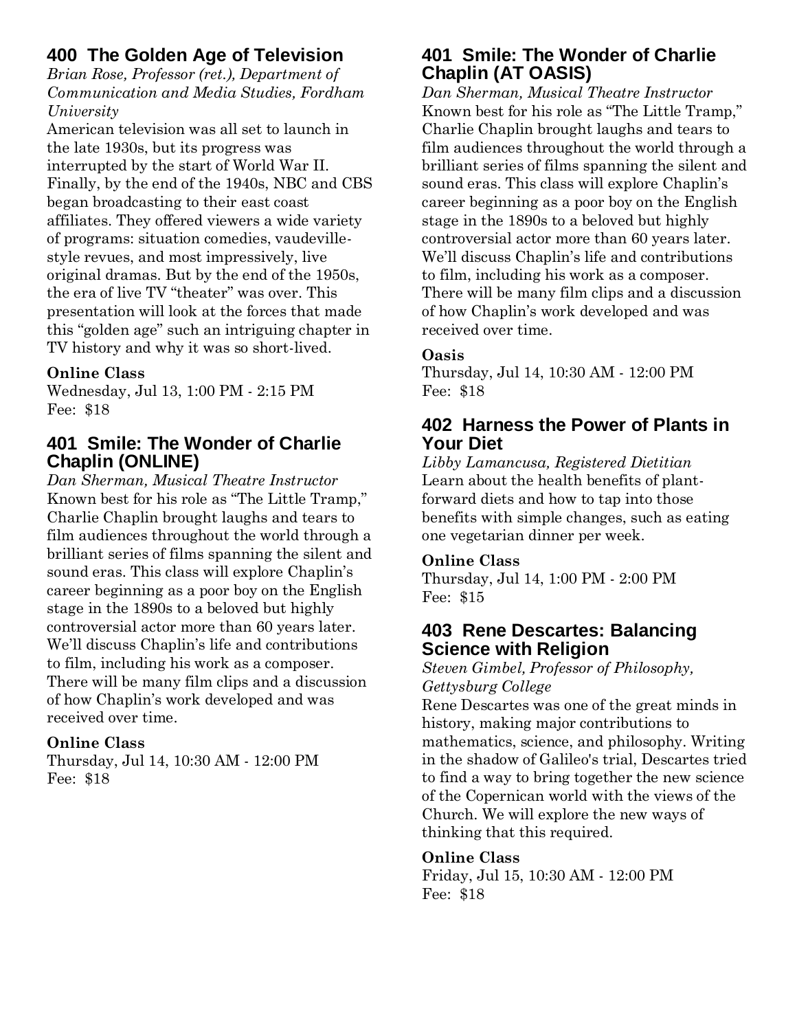## 400 The Golden Age of Television

*Brian Rose, Professor (ret.), Department of Communication and Media Studies, Fordham University*

American television was all set to launch in the late 1930s, but its progress was interrupted by the start of World War II. Finally, by the end of the 1940s, NBC and CBS began broadcasting to their east coast affiliates. They offered viewers a wide variety of programs: situation comedies, vaudeville-style revues, and most impressively, live original dramas. But by the end of the 1950s, the era of live TV "theater" was over. This presentation will look at the forces that made this "golden age" such an intriguing chapter in TV history and why it was so short-lived.

**Online Class**

Wednesday, Jul 13, 1:00 PM - 2:15 PM
Fee: $18

## 401 Smile: The Wonder of Charlie Chaplin (ONLINE)

*Dan Sherman, Musical Theatre Instructor*

Known best for his role as "The Little Tramp," Charlie Chaplin brought laughs and tears to film audiences throughout the world through a brilliant series of films spanning the silent and sound eras. This class will explore Chaplin's career beginning as a poor boy on the English stage in the 1890s to a beloved but highly controversial actor more than 60 years later. We'll discuss Chaplin's life and contributions to film, including his work as a composer. There will be many film clips and a discussion of how Chaplin's work developed and was received over time.

**Online Class**

Thursday, Jul 14, 10:30 AM - 12:00 PM
Fee: $18

## 401 Smile: The Wonder of Charlie Chaplin (AT OASIS)

*Dan Sherman, Musical Theatre Instructor*

Known best for his role as "The Little Tramp," Charlie Chaplin brought laughs and tears to film audiences throughout the world through a brilliant series of films spanning the silent and sound eras. This class will explore Chaplin's career beginning as a poor boy on the English stage in the 1890s to a beloved but highly controversial actor more than 60 years later. We'll discuss Chaplin's life and contributions to film, including his work as a composer. There will be many film clips and a discussion of how Chaplin's work developed and was received over time.

**Oasis**

Thursday, Jul 14, 10:30 AM - 12:00 PM
Fee: $18

## 402 Harness the Power of Plants in Your Diet

*Libby Lamancusa, Registered Dietitian*

Learn about the health benefits of plant-forward diets and how to tap into those benefits with simple changes, such as eating one vegetarian dinner per week.

**Online Class**

Thursday, Jul 14, 1:00 PM - 2:00 PM
Fee: $15

## 403 Rene Descartes: Balancing Science with Religion

*Steven Gimbel, Professor of Philosophy, Gettysburg College*

Rene Descartes was one of the great minds in history, making major contributions to mathematics, science, and philosophy. Writing in the shadow of Galileo's trial, Descartes tried to find a way to bring together the new science of the Copernican world with the views of the Church. We will explore the new ways of thinking that this required.

**Online Class**

Friday, Jul 15, 10:30 AM - 12:00 PM
Fee: $18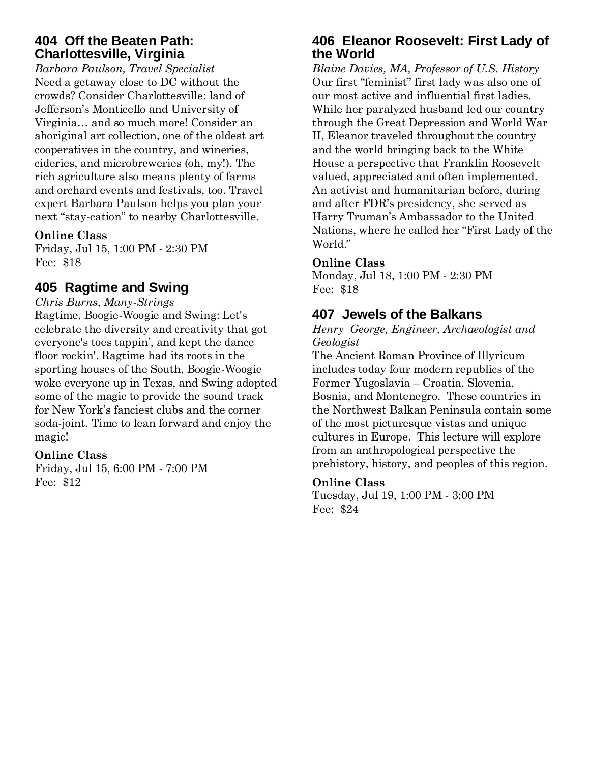## 404 Off the Beaten Path: Charlottesville, Virginia

*Barbara Paulson, Travel Specialist*

Need a getaway close to DC without the crowds? Consider Charlottesville: land of Jefferson's Monticello and University of Virginia… and so much more! Consider an aboriginal art collection, one of the oldest art cooperatives in the country, and wineries, cideries, and microbreweries (oh, my!). The rich agriculture also means plenty of farms and orchard events and festivals, too. Travel expert Barbara Paulson helps you plan your next "stay-cation" to nearby Charlottesville.

**Online Class**

Friday, Jul 15, 1:00 PM - 2:30 PM
Fee: $18

## 405 Ragtime and Swing

*Chris Burns, Many-Strings*

Ragtime, Boogie-Woogie and Swing: Let's celebrate the diversity and creativity that got everyone's toes tappin', and kept the dance floor rockin'. Ragtime had its roots in the sporting houses of the South, Boogie-Woogie woke everyone up in Texas, and Swing adopted some of the magic to provide the sound track for New York's fanciest clubs and the corner soda-joint. Time to lean forward and enjoy the magic!

**Online Class**

Friday, Jul 15, 6:00 PM - 7:00 PM
Fee: $12

## 406 Eleanor Roosevelt: First Lady of the World

*Blaine Davies, MA, Professor of U.S. History*

Our first "feminist" first lady was also one of our most active and influential first ladies. While her paralyzed husband led our country through the Great Depression and World War II, Eleanor traveled throughout the country and the world bringing back to the White House a perspective that Franklin Roosevelt valued, appreciated and often implemented. An activist and humanitarian before, during and after FDR's presidency, she served as Harry Truman's Ambassador to the United Nations, where he called her "First Lady of the World."

**Online Class**

Monday, Jul 18, 1:00 PM - 2:30 PM
Fee: $18

## 407 Jewels of the Balkans

*Henry George, Engineer, Archaeologist and Geologist*

The Ancient Roman Province of Illyricum includes today four modern republics of the Former Yugoslavia – Croatia, Slovenia, Bosnia, and Montenegro. These countries in the Northwest Balkan Peninsula contain some of the most picturesque vistas and unique cultures in Europe. This lecture will explore from an anthropological perspective the prehistory, history, and peoples of this region.

**Online Class**

Tuesday, Jul 19, 1:00 PM - 3:00 PM
Fee: $24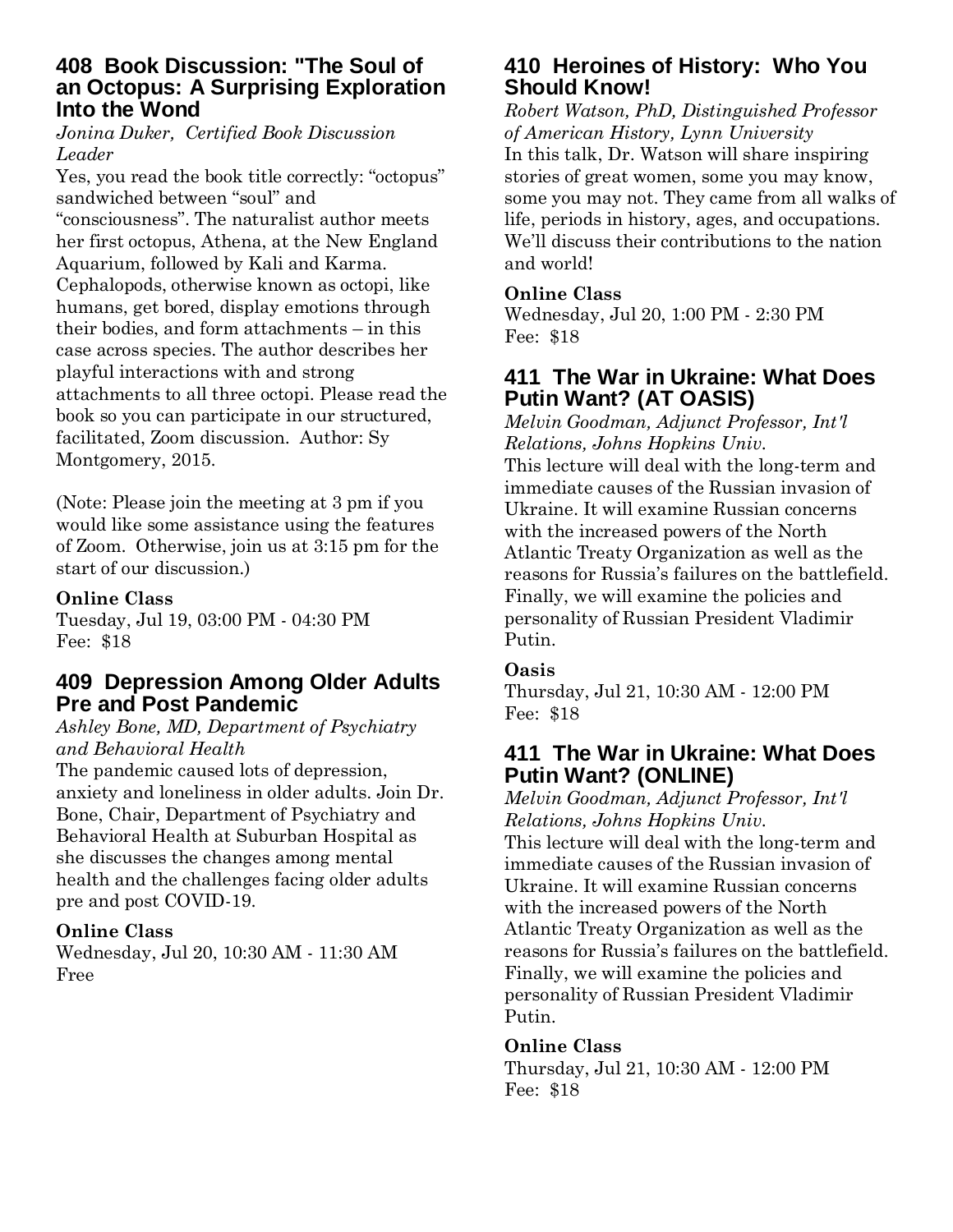## 408 Book Discussion: "The Soul of an Octopus: A Surprising Exploration Into the Wond

*Jonina Duker, Certified Book Discussion Leader*

Yes, you read the book title correctly: "octopus" sandwiched between "soul" and "consciousness". The naturalist author meets her first octopus, Athena, at the New England Aquarium, followed by Kali and Karma. Cephalopods, otherwise known as octopi, like humans, get bored, display emotions through their bodies, and form attachments – in this case across species. The author describes her playful interactions with and strong attachments to all three octopi. Please read the book so you can participate in our structured, facilitated, Zoom discussion. Author: Sy Montgomery, 2015.

(Note: Please join the meeting at 3 pm if you would like some assistance using the features of Zoom. Otherwise, join us at 3:15 pm for the start of our discussion.)

**Online Class**
Tuesday, Jul 19, 03:00 PM - 04:30 PM
Fee: $18

## 409 Depression Among Older Adults Pre and Post Pandemic

*Ashley Bone, MD, Department of Psychiatry and Behavioral Health*

The pandemic caused lots of depression, anxiety and loneliness in older adults. Join Dr. Bone, Chair, Department of Psychiatry and Behavioral Health at Suburban Hospital as she discusses the changes among mental health and the challenges facing older adults pre and post COVID-19.

**Online Class**
Wednesday, Jul 20, 10:30 AM - 11:30 AM
Free

## 410 Heroines of History: Who You Should Know!

*Robert Watson, PhD, Distinguished Professor of American History, Lynn University*

In this talk, Dr. Watson will share inspiring stories of great women, some you may know, some you may not. They came from all walks of life, periods in history, ages, and occupations. We'll discuss their contributions to the nation and world!

**Online Class**
Wednesday, Jul 20, 1:00 PM - 2:30 PM
Fee: $18

## 411 The War in Ukraine: What Does Putin Want? (AT OASIS)

*Melvin Goodman, Adjunct Professor, Int'l Relations, Johns Hopkins Univ.*

This lecture will deal with the long-term and immediate causes of the Russian invasion of Ukraine. It will examine Russian concerns with the increased powers of the North Atlantic Treaty Organization as well as the reasons for Russia's failures on the battlefield. Finally, we will examine the policies and personality of Russian President Vladimir Putin.

**Oasis**
Thursday, Jul 21, 10:30 AM - 12:00 PM
Fee: $18

## 411 The War in Ukraine: What Does Putin Want? (ONLINE)

*Melvin Goodman, Adjunct Professor, Int'l Relations, Johns Hopkins Univ.*

This lecture will deal with the long-term and immediate causes of the Russian invasion of Ukraine. It will examine Russian concerns with the increased powers of the North Atlantic Treaty Organization as well as the reasons for Russia's failures on the battlefield. Finally, we will examine the policies and personality of Russian President Vladimir Putin.

**Online Class**
Thursday, Jul 21, 10:30 AM - 12:00 PM
Fee: $18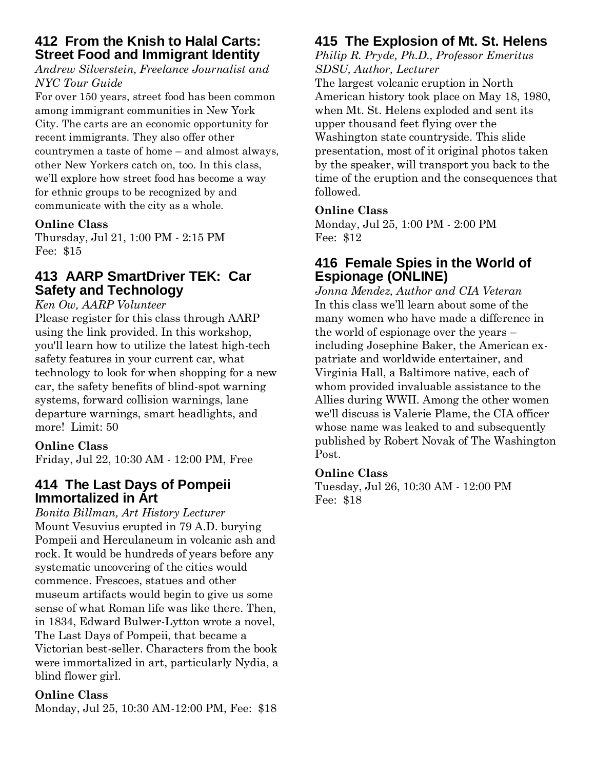## 412 From the Knish to Halal Carts: Street Food and Immigrant Identity

*Andrew Silverstein, Freelance Journalist and NYC Tour Guide*

For over 150 years, street food has been common among immigrant communities in New York City. The carts are an economic opportunity for recent immigrants. They also offer other countrymen a taste of home – and almost always, other New Yorkers catch on, too. In this class, we'll explore how street food has become a way for ethnic groups to be recognized by and communicate with the city as a whole.

**Online Class**
Thursday, Jul 21, 1:00 PM - 2:15 PM
Fee: $15

## 413 AARP SmartDriver TEK: Car Safety and Technology

*Ken Ow, AARP Volunteer*

Please register for this class through AARP using the link provided. In this workshop, you'll learn how to utilize the latest high-tech safety features in your current car, what technology to look for when shopping for a new car, the safety benefits of blind-spot warning systems, forward collision warnings, lane departure warnings, smart headlights, and more! Limit: 50

**Online Class**
Friday, Jul 22, 10:30 AM - 12:00 PM, Free

## 414 The Last Days of Pompeii Immortalized in Art

*Bonita Billman, Art History Lecturer*

Mount Vesuvius erupted in 79 A.D. burying Pompeii and Herculaneum in volcanic ash and rock. It would be hundreds of years before any systematic uncovering of the cities would commence. Frescoes, statues and other museum artifacts would begin to give us some sense of what Roman life was like there. Then, in 1834, Edward Bulwer-Lytton wrote a novel, The Last Days of Pompeii, that became a Victorian best-seller. Characters from the book were immortalized in art, particularly Nydia, a blind flower girl.

**Online Class**
Monday, Jul 25, 10:30 AM-12:00 PM, Fee: $18

## 415 The Explosion of Mt. St. Helens

*Philip R. Pryde, Ph.D., Professor Emeritus SDSU, Author, Lecturer*

The largest volcanic eruption in North American history took place on May 18, 1980, when Mt. St. Helens exploded and sent its upper thousand feet flying over the Washington state countryside. This slide presentation, most of it original photos taken by the speaker, will transport you back to the time of the eruption and the consequences that followed.

**Online Class**
Monday, Jul 25, 1:00 PM - 2:00 PM
Fee: $12

## 416 Female Spies in the World of Espionage (ONLINE)

*Jonna Mendez, Author and CIA Veteran*

In this class we'll learn about some of the many women who have made a difference in the world of espionage over the years – including Josephine Baker, the American ex-patriate and worldwide entertainer, and Virginia Hall, a Baltimore native, each of whom provided invaluable assistance to the Allies during WWII. Among the other women we'll discuss is Valerie Plame, the CIA officer whose name was leaked to and subsequently published by Robert Novak of The Washington Post.

**Online Class**
Tuesday, Jul 26, 10:30 AM - 12:00 PM
Fee: $18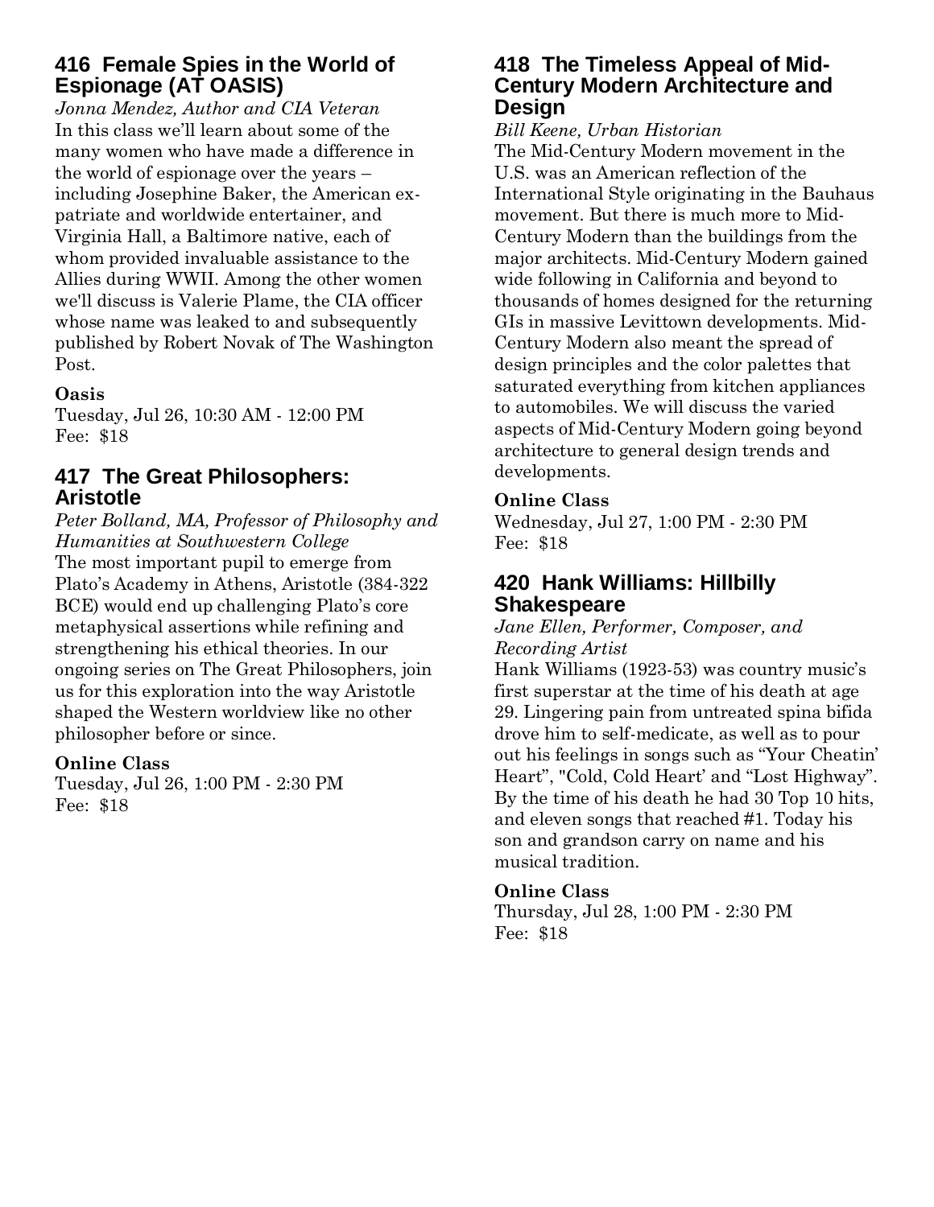## 416 Female Spies in the World of Espionage (AT OASIS)

*Jonna Mendez, Author and CIA Veteran*

In this class we'll learn about some of the many women who have made a difference in the world of espionage over the years – including Josephine Baker, the American ex-patriate and worldwide entertainer, and Virginia Hall, a Baltimore native, each of whom provided invaluable assistance to the Allies during WWII. Among the other women we'll discuss is Valerie Plame, the CIA officer whose name was leaked to and subsequently published by Robert Novak of The Washington Post.

**Oasis**

Tuesday, Jul 26, 10:30 AM - 12:00 PM
Fee: $18

## 417 The Great Philosophers: Aristotle

*Peter Bolland, MA, Professor of Philosophy and Humanities at Southwestern College*

The most important pupil to emerge from Plato's Academy in Athens, Aristotle (384-322 BCE) would end up challenging Plato's core metaphysical assertions while refining and strengthening his ethical theories. In our ongoing series on The Great Philosophers, join us for this exploration into the way Aristotle shaped the Western worldview like no other philosopher before or since.

**Online Class**

Tuesday, Jul 26, 1:00 PM - 2:30 PM
Fee: $18

## 418 The Timeless Appeal of Mid-Century Modern Architecture and Design

*Bill Keene, Urban Historian*

The Mid-Century Modern movement in the U.S. was an American reflection of the International Style originating in the Bauhaus movement. But there is much more to Mid-Century Modern than the buildings from the major architects. Mid-Century Modern gained wide following in California and beyond to thousands of homes designed for the returning GIs in massive Levittown developments. Mid-Century Modern also meant the spread of design principles and the color palettes that saturated everything from kitchen appliances to automobiles. We will discuss the varied aspects of Mid-Century Modern going beyond architecture to general design trends and developments.

**Online Class**

Wednesday, Jul 27, 1:00 PM - 2:30 PM
Fee: $18

## 420 Hank Williams: Hillbilly Shakespeare

*Jane Ellen, Performer, Composer, and Recording Artist*

Hank Williams (1923-53) was country music's first superstar at the time of his death at age 29. Lingering pain from untreated spina bifida drove him to self-medicate, as well as to pour out his feelings in songs such as "Your Cheatin' Heart", "Cold, Cold Heart' and "Lost Highway". By the time of his death he had 30 Top 10 hits, and eleven songs that reached #1. Today his son and grandson carry on name and his musical tradition.

**Online Class**

Thursday, Jul 28, 1:00 PM - 2:30 PM
Fee: $18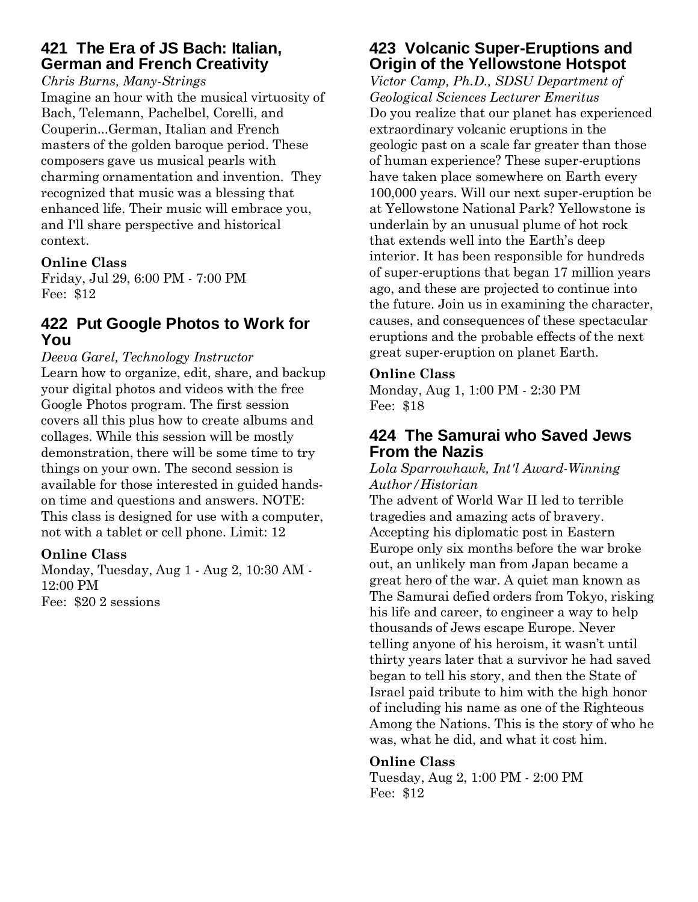## 421 The Era of JS Bach: Italian, German and French Creativity

*Chris Burns, Many-Strings*

Imagine an hour with the musical virtuosity of Bach, Telemann, Pachelbel, Corelli, and Couperin...German, Italian and French masters of the golden baroque period. These composers gave us musical pearls with charming ornamentation and invention. They recognized that music was a blessing that enhanced life. Their music will embrace you, and I'll share perspective and historical context.

**Online Class**

Friday, Jul 29, 6:00 PM - 7:00 PM
Fee: $12

## 422 Put Google Photos to Work for You

*Deeva Garel, Technology Instructor*

Learn how to organize, edit, share, and backup your digital photos and videos with the free Google Photos program. The first session covers all this plus how to create albums and collages. While this session will be mostly demonstration, there will be some time to try things on your own. The second session is available for those interested in guided hands-on time and questions and answers. NOTE: This class is designed for use with a computer, not with a tablet or cell phone. Limit: 12

**Online Class**

Monday, Tuesday, Aug 1 - Aug 2, 10:30 AM - 12:00 PM
Fee: $20 2 sessions

## 423 Volcanic Super-Eruptions and Origin of the Yellowstone Hotspot

*Victor Camp, Ph.D., SDSU Department of Geological Sciences Lecturer Emeritus*

Do you realize that our planet has experienced extraordinary volcanic eruptions in the geologic past on a scale far greater than those of human experience? These super-eruptions have taken place somewhere on Earth every 100,000 years. Will our next super-eruption be at Yellowstone National Park? Yellowstone is underlain by an unusual plume of hot rock that extends well into the Earth's deep interior. It has been responsible for hundreds of super-eruptions that began 17 million years ago, and these are projected to continue into the future. Join us in examining the character, causes, and consequences of these spectacular eruptions and the probable effects of the next great super-eruption on planet Earth.

**Online Class**

Monday, Aug 1, 1:00 PM - 2:30 PM
Fee: $18

## 424 The Samurai who Saved Jews From the Nazis

*Lola Sparrowhawk, Int'l Award-Winning Author/Historian*

The advent of World War II led to terrible tragedies and amazing acts of bravery. Accepting his diplomatic post in Eastern Europe only six months before the war broke out, an unlikely man from Japan became a great hero of the war. A quiet man known as The Samurai defied orders from Tokyo, risking his life and career, to engineer a way to help thousands of Jews escape Europe. Never telling anyone of his heroism, it wasn't until thirty years later that a survivor he had saved began to tell his story, and then the State of Israel paid tribute to him with the high honor of including his name as one of the Righteous Among the Nations. This is the story of who he was, what he did, and what it cost him.

**Online Class**

Tuesday, Aug 2, 1:00 PM - 2:00 PM
Fee: $12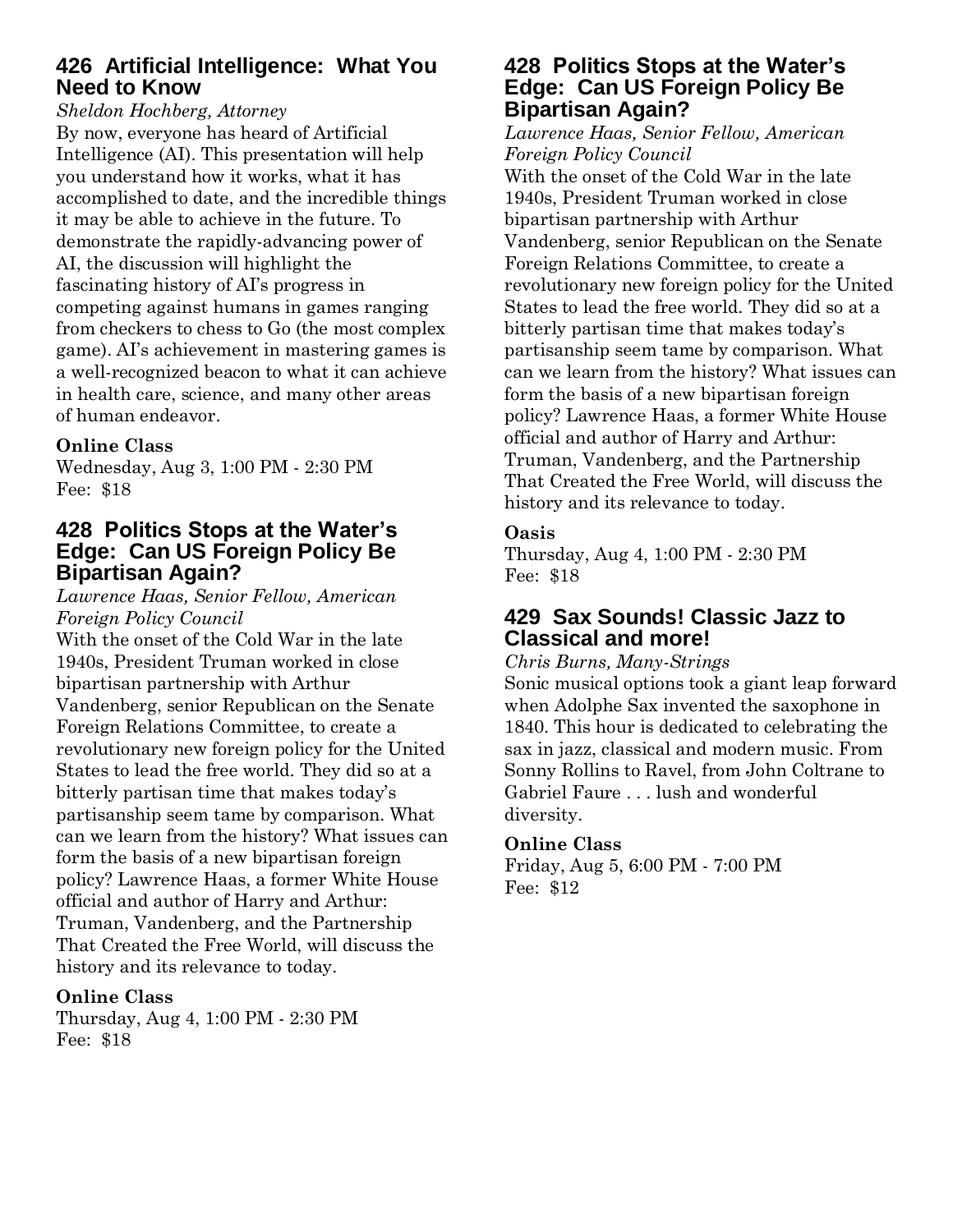## 426 Artificial Intelligence: What You Need to Know

*Sheldon Hochberg, Attorney*

By now, everyone has heard of Artificial Intelligence (AI). This presentation will help you understand how it works, what it has accomplished to date, and the incredible things it may be able to achieve in the future. To demonstrate the rapidly-advancing power of AI, the discussion will highlight the fascinating history of AI's progress in competing against humans in games ranging from checkers to chess to Go (the most complex game). AI's achievement in mastering games is a well-recognized beacon to what it can achieve in health care, science, and many other areas of human endeavor.

**Online Class**
Wednesday, Aug 3, 1:00 PM - 2:30 PM
Fee: $18

## 428 Politics Stops at the Water's Edge: Can US Foreign Policy Be Bipartisan Again?

*Lawrence Haas, Senior Fellow, American Foreign Policy Council*

With the onset of the Cold War in the late 1940s, President Truman worked in close bipartisan partnership with Arthur Vandenberg, senior Republican on the Senate Foreign Relations Committee, to create a revolutionary new foreign policy for the United States to lead the free world. They did so at a bitterly partisan time that makes today's partisanship seem tame by comparison. What can we learn from the history? What issues can form the basis of a new bipartisan foreign policy? Lawrence Haas, a former White House official and author of Harry and Arthur: Truman, Vandenberg, and the Partnership That Created the Free World, will discuss the history and its relevance to today.

**Online Class**
Thursday, Aug 4, 1:00 PM - 2:30 PM
Fee: $18

## 428 Politics Stops at the Water's Edge: Can US Foreign Policy Be Bipartisan Again?

*Lawrence Haas, Senior Fellow, American Foreign Policy Council*

With the onset of the Cold War in the late 1940s, President Truman worked in close bipartisan partnership with Arthur Vandenberg, senior Republican on the Senate Foreign Relations Committee, to create a revolutionary new foreign policy for the United States to lead the free world. They did so at a bitterly partisan time that makes today's partisanship seem tame by comparison. What can we learn from the history? What issues can form the basis of a new bipartisan foreign policy? Lawrence Haas, a former White House official and author of Harry and Arthur: Truman, Vandenberg, and the Partnership That Created the Free World, will discuss the history and its relevance to today.

**Oasis**
Thursday, Aug 4, 1:00 PM - 2:30 PM
Fee: $18

## 429 Sax Sounds! Classic Jazz to Classical and more!

*Chris Burns, Many-Strings*

Sonic musical options took a giant leap forward when Adolphe Sax invented the saxophone in 1840. This hour is dedicated to celebrating the sax in jazz, classical and modern music. From Sonny Rollins to Ravel, from John Coltrane to Gabriel Faure . . . lush and wonderful diversity.

**Online Class**
Friday, Aug 5, 6:00 PM - 7:00 PM
Fee: $12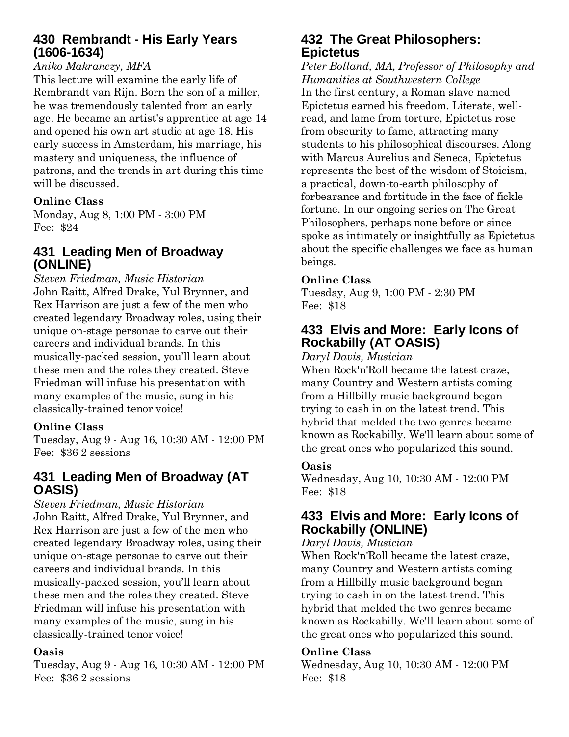## 430 Rembrandt - His Early Years (1606-1634)

*Aniko Makranczy, MFA*

This lecture will examine the early life of Rembrandt van Rijn. Born the son of a miller, he was tremendously talented from an early age. He became an artist's apprentice at age 14 and opened his own art studio at age 18. His early success in Amsterdam, his marriage, his mastery and uniqueness, the influence of patrons, and the trends in art during this time will be discussed.

**Online Class**

Monday, Aug 8, 1:00 PM - 3:00 PM
Fee: $24

## 431 Leading Men of Broadway (ONLINE)

*Steven Friedman, Music Historian*

John Raitt, Alfred Drake, Yul Brynner, and Rex Harrison are just a few of the men who created legendary Broadway roles, using their unique on-stage personae to carve out their careers and individual brands. In this musically-packed session, you'll learn about these men and the roles they created. Steve Friedman will infuse his presentation with many examples of the music, sung in his classically-trained tenor voice!

**Online Class**

Tuesday, Aug 9 - Aug 16, 10:30 AM - 12:00 PM
Fee: $36 2 sessions

## 431 Leading Men of Broadway (AT OASIS)

*Steven Friedman, Music Historian*

John Raitt, Alfred Drake, Yul Brynner, and Rex Harrison are just a few of the men who created legendary Broadway roles, using their unique on-stage personae to carve out their careers and individual brands. In this musically-packed session, you'll learn about these men and the roles they created. Steve Friedman will infuse his presentation with many examples of the music, sung in his classically-trained tenor voice!

**Oasis**

Tuesday, Aug 9 - Aug 16, 10:30 AM - 12:00 PM
Fee: $36 2 sessions

## 432 The Great Philosophers: Epictetus

*Peter Bolland, MA, Professor of Philosophy and Humanities at Southwestern College*

In the first century, a Roman slave named Epictetus earned his freedom. Literate, well-read, and lame from torture, Epictetus rose from obscurity to fame, attracting many students to his philosophical discourses. Along with Marcus Aurelius and Seneca, Epictetus represents the best of the wisdom of Stoicism, a practical, down-to-earth philosophy of forbearance and fortitude in the face of fickle fortune. In our ongoing series on The Great Philosophers, perhaps none before or since spoke as intimately or insightfully as Epictetus about the specific challenges we face as human beings.

**Online Class**

Tuesday, Aug 9, 1:00 PM - 2:30 PM
Fee: $18

## 433 Elvis and More: Early Icons of Rockabilly (AT OASIS)

*Daryl Davis, Musician*

When Rock'n'Roll became the latest craze, many Country and Western artists coming from a Hillbilly music background began trying to cash in on the latest trend. This hybrid that melded the two genres became known as Rockabilly. We'll learn about some of the great ones who popularized this sound.

**Oasis**

Wednesday, Aug 10, 10:30 AM - 12:00 PM
Fee: $18

## 433 Elvis and More: Early Icons of Rockabilly (ONLINE)

*Daryl Davis, Musician*

When Rock'n'Roll became the latest craze, many Country and Western artists coming from a Hillbilly music background began trying to cash in on the latest trend. This hybrid that melded the two genres became known as Rockabilly. We'll learn about some of the great ones who popularized this sound.

**Online Class**

Wednesday, Aug 10, 10:30 AM - 12:00 PM
Fee: $18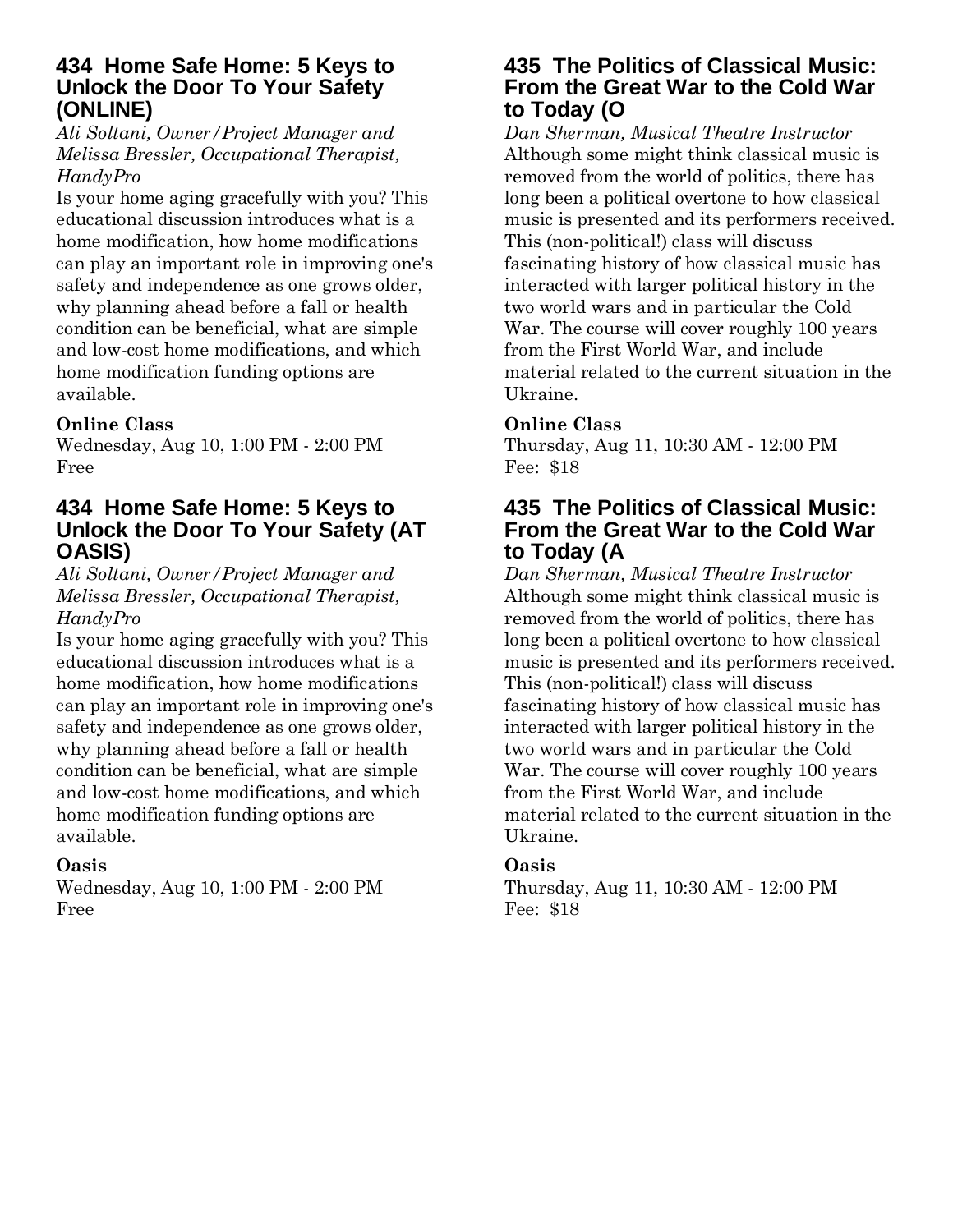### 434 Home Safe Home: 5 Keys to Unlock the Door To Your Safety (ONLINE)

*Ali Soltani, Owner/Project Manager and Melissa Bressler, Occupational Therapist, HandyPro*

Is your home aging gracefully with you? This educational discussion introduces what is a home modification, how home modifications can play an important role in improving one's safety and independence as one grows older, why planning ahead before a fall or health condition can be beneficial, what are simple and low-cost home modifications, and which home modification funding options are available.

**Online Class**

Wednesday, Aug 10, 1:00 PM - 2:00 PM
Free

### 434 Home Safe Home: 5 Keys to Unlock the Door To Your Safety (AT OASIS)

*Ali Soltani, Owner/Project Manager and Melissa Bressler, Occupational Therapist, HandyPro*

Is your home aging gracefully with you? This educational discussion introduces what is a home modification, how home modifications can play an important role in improving one's safety and independence as one grows older, why planning ahead before a fall or health condition can be beneficial, what are simple and low-cost home modifications, and which home modification funding options are available.

**Oasis**

Wednesday, Aug 10, 1:00 PM - 2:00 PM
Free

### 435 The Politics of Classical Music: From the Great War to the Cold War to Today (O

*Dan Sherman, Musical Theatre Instructor*

Although some might think classical music is removed from the world of politics, there has long been a political overtone to how classical music is presented and its performers received. This (non-political!) class will discuss fascinating history of how classical music has interacted with larger political history in the two world wars and in particular the Cold War. The course will cover roughly 100 years from the First World War, and include material related to the current situation in the Ukraine.

**Online Class**

Thursday, Aug 11, 10:30 AM - 12:00 PM
Fee: $18

### 435 The Politics of Classical Music: From the Great War to the Cold War to Today (A

*Dan Sherman, Musical Theatre Instructor*

Although some might think classical music is removed from the world of politics, there has long been a political overtone to how classical music is presented and its performers received. This (non-political!) class will discuss fascinating history of how classical music has interacted with larger political history in the two world wars and in particular the Cold War. The course will cover roughly 100 years from the First World War, and include material related to the current situation in the Ukraine.

**Oasis**

Thursday, Aug 11, 10:30 AM - 12:00 PM
Fee: $18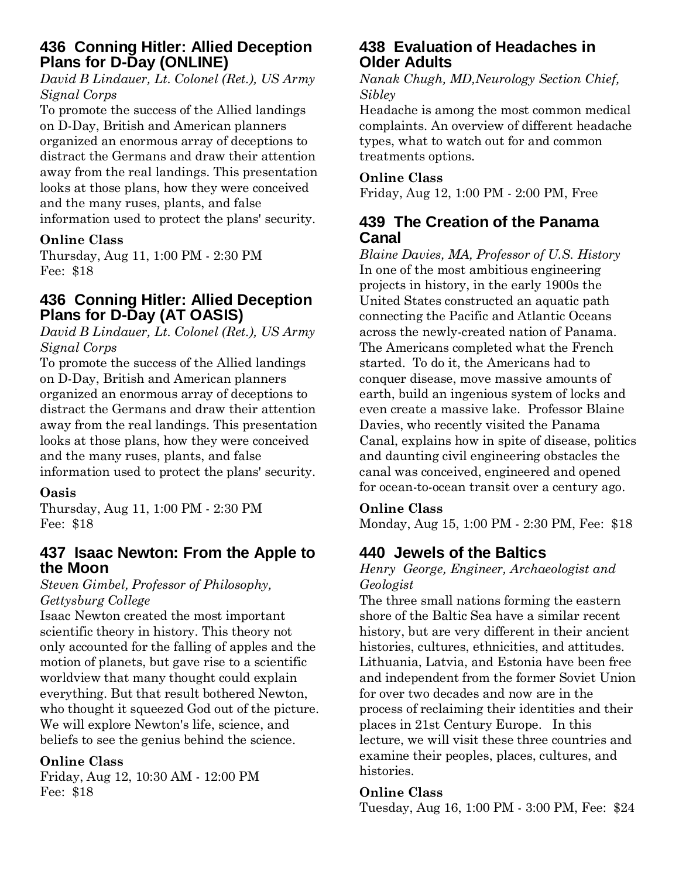## 436 Conning Hitler: Allied Deception Plans for D-Day (ONLINE)

*David B Lindauer, Lt. Colonel (Ret.), US Army Signal Corps*

To promote the success of the Allied landings on D-Day, British and American planners organized an enormous array of deceptions to distract the Germans and draw their attention away from the real landings. This presentation looks at those plans, how they were conceived and the many ruses, plants, and false information used to protect the plans' security.

**Online Class**

Thursday, Aug 11, 1:00 PM - 2:30 PM
Fee: $18

## 436 Conning Hitler: Allied Deception Plans for D-Day (AT OASIS)

*David B Lindauer, Lt. Colonel (Ret.), US Army Signal Corps*

To promote the success of the Allied landings on D-Day, British and American planners organized an enormous array of deceptions to distract the Germans and draw their attention away from the real landings. This presentation looks at those plans, how they were conceived and the many ruses, plants, and false information used to protect the plans' security.

**Oasis**

Thursday, Aug 11, 1:00 PM - 2:30 PM
Fee: $18

## 437 Isaac Newton: From the Apple to the Moon

*Steven Gimbel, Professor of Philosophy, Gettysburg College*

Isaac Newton created the most important scientific theory in history. This theory not only accounted for the falling of apples and the motion of planets, but gave rise to a scientific worldview that many thought could explain everything. But that result bothered Newton, who thought it squeezed God out of the picture. We will explore Newton's life, science, and beliefs to see the genius behind the science.

**Online Class**

Friday, Aug 12, 10:30 AM - 12:00 PM
Fee: $18

## 438 Evaluation of Headaches in Older Adults

*Nanak Chugh, MD,Neurology Section Chief, Sibley*

Headache is among the most common medical complaints. An overview of different headache types, what to watch out for and common treatments options.

**Online Class**

Friday, Aug 12, 1:00 PM - 2:00 PM, Free

## 439 The Creation of the Panama Canal

*Blaine Davies, MA, Professor of U.S. History*

In one of the most ambitious engineering projects in history, in the early 1900s the United States constructed an aquatic path connecting the Pacific and Atlantic Oceans across the newly-created nation of Panama. The Americans completed what the French started. To do it, the Americans had to conquer disease, move massive amounts of earth, build an ingenious system of locks and even create a massive lake. Professor Blaine Davies, who recently visited the Panama Canal, explains how in spite of disease, politics and daunting civil engineering obstacles the canal was conceived, engineered and opened for ocean-to-ocean transit over a century ago.

**Online Class**

Monday, Aug 15, 1:00 PM - 2:30 PM, Fee: $18

## 440 Jewels of the Baltics

*Henry George, Engineer, Archaeologist and Geologist*

The three small nations forming the eastern shore of the Baltic Sea have a similar recent history, but are very different in their ancient histories, cultures, ethnicities, and attitudes. Lithuania, Latvia, and Estonia have been free and independent from the former Soviet Union for over two decades and now are in the process of reclaiming their identities and their places in 21st Century Europe. In this lecture, we will visit these three countries and examine their peoples, places, cultures, and histories.

**Online Class**

Tuesday, Aug 16, 1:00 PM - 3:00 PM, Fee: $24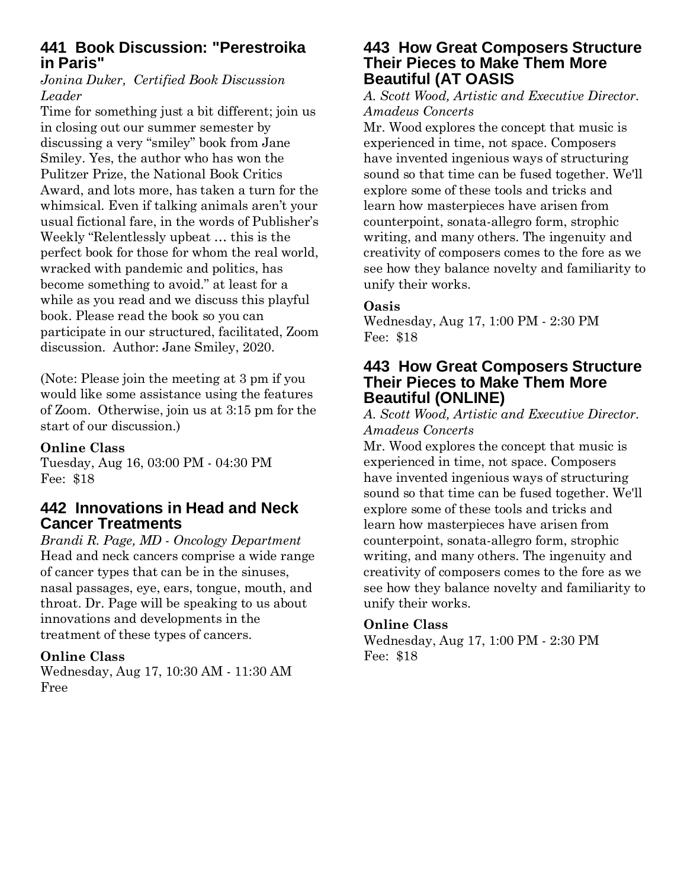## 441 Book Discussion: "Perestroika in Paris"

*Jonina Duker, Certified Book Discussion Leader*

Time for something just a bit different; join us in closing out our summer semester by discussing a very "smiley" book from Jane Smiley. Yes, the author who has won the Pulitzer Prize, the National Book Critics Award, and lots more, has taken a turn for the whimsical. Even if talking animals aren't your usual fictional fare, in the words of Publisher's Weekly "Relentlessly upbeat … this is the perfect book for those for whom the real world, wracked with pandemic and politics, has become something to avoid." at least for a while as you read and we discuss this playful book. Please read the book so you can participate in our structured, facilitated, Zoom discussion. Author: Jane Smiley, 2020.

(Note: Please join the meeting at 3 pm if you would like some assistance using the features of Zoom. Otherwise, join us at 3:15 pm for the start of our discussion.)

**Online Class**
Tuesday, Aug 16, 03:00 PM - 04:30 PM
Fee: $18

## 442 Innovations in Head and Neck Cancer Treatments

*Brandi R. Page, MD - Oncology Department*

Head and neck cancers comprise a wide range of cancer types that can be in the sinuses, nasal passages, eye, ears, tongue, mouth, and throat. Dr. Page will be speaking to us about innovations and developments in the treatment of these types of cancers.

**Online Class**
Wednesday, Aug 17, 10:30 AM - 11:30 AM
Free

## 443 How Great Composers Structure Their Pieces to Make Them More Beautiful (AT OASIS

*A. Scott Wood, Artistic and Executive Director. Amadeus Concerts*

Mr. Wood explores the concept that music is experienced in time, not space. Composers have invented ingenious ways of structuring sound so that time can be fused together. We'll explore some of these tools and tricks and learn how masterpieces have arisen from counterpoint, sonata-allegro form, strophic writing, and many others. The ingenuity and creativity of composers comes to the fore as we see how they balance novelty and familiarity to unify their works.

**Oasis**
Wednesday, Aug 17, 1:00 PM - 2:30 PM
Fee: $18

## 443 How Great Composers Structure Their Pieces to Make Them More Beautiful (ONLINE)

*A. Scott Wood, Artistic and Executive Director. Amadeus Concerts*

Mr. Wood explores the concept that music is experienced in time, not space. Composers have invented ingenious ways of structuring sound so that time can be fused together. We'll explore some of these tools and tricks and learn how masterpieces have arisen from counterpoint, sonata-allegro form, strophic writing, and many others. The ingenuity and creativity of composers comes to the fore as we see how they balance novelty and familiarity to unify their works.

**Online Class**
Wednesday, Aug 17, 1:00 PM - 2:30 PM
Fee: $18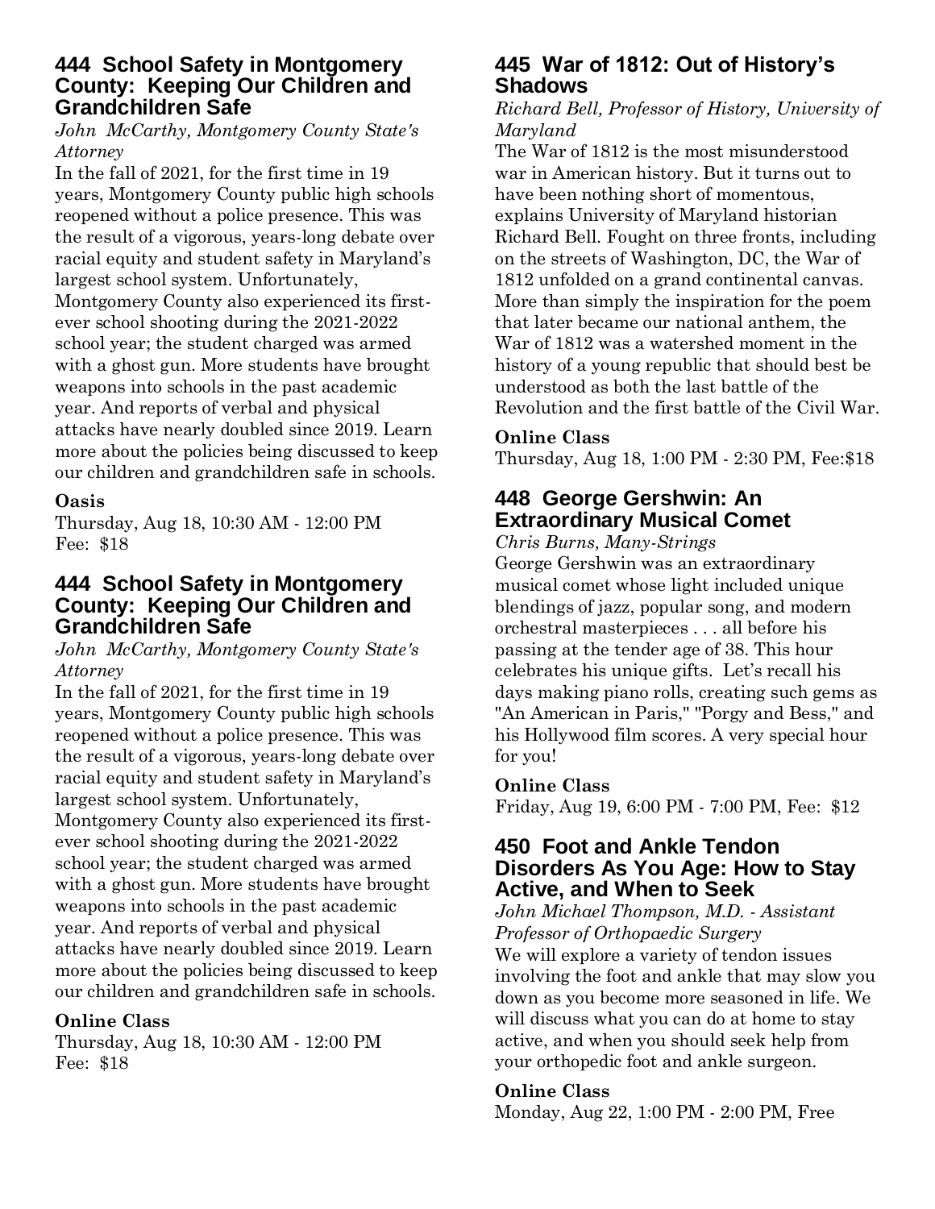## 444 School Safety in Montgomery County: Keeping Our Children and Grandchildren Safe

*John McCarthy, Montgomery County State's Attorney*

In the fall of 2021, for the first time in 19 years, Montgomery County public high schools reopened without a police presence. This was the result of a vigorous, years-long debate over racial equity and student safety in Maryland's largest school system. Unfortunately, Montgomery County also experienced its first-ever school shooting during the 2021-2022 school year; the student charged was armed with a ghost gun. More students have brought weapons into schools in the past academic year. And reports of verbal and physical attacks have nearly doubled since 2019. Learn more about the policies being discussed to keep our children and grandchildren safe in schools.

**Oasis**

Thursday, Aug 18, 10:30 AM - 12:00 PM
Fee: $18

## 444 School Safety in Montgomery County: Keeping Our Children and Grandchildren Safe

*John McCarthy, Montgomery County State's Attorney*

In the fall of 2021, for the first time in 19 years, Montgomery County public high schools reopened without a police presence. This was the result of a vigorous, years-long debate over racial equity and student safety in Maryland's largest school system. Unfortunately, Montgomery County also experienced its first-ever school shooting during the 2021-2022 school year; the student charged was armed with a ghost gun. More students have brought weapons into schools in the past academic year. And reports of verbal and physical attacks have nearly doubled since 2019. Learn more about the policies being discussed to keep our children and grandchildren safe in schools.

**Online Class**

Thursday, Aug 18, 10:30 AM - 12:00 PM
Fee: $18

## 445 War of 1812: Out of History's Shadows

*Richard Bell, Professor of History, University of Maryland*

The War of 1812 is the most misunderstood war in American history. But it turns out to have been nothing short of momentous, explains University of Maryland historian Richard Bell. Fought on three fronts, including on the streets of Washington, DC, the War of 1812 unfolded on a grand continental canvas. More than simply the inspiration for the poem that later became our national anthem, the War of 1812 was a watershed moment in the history of a young republic that should best be understood as both the last battle of the Revolution and the first battle of the Civil War.

**Online Class**

Thursday, Aug 18, 1:00 PM - 2:30 PM, Fee:$18

## 448 George Gershwin: An Extraordinary Musical Comet

*Chris Burns, Many-Strings*

George Gershwin was an extraordinary musical comet whose light included unique blendings of jazz, popular song, and modern orchestral masterpieces . . . all before his passing at the tender age of 38. This hour celebrates his unique gifts. Let's recall his days making piano rolls, creating such gems as "An American in Paris," "Porgy and Bess," and his Hollywood film scores. A very special hour for you!

**Online Class**

Friday, Aug 19, 6:00 PM - 7:00 PM, Fee: $12

## 450 Foot and Ankle Tendon Disorders As You Age: How to Stay Active, and When to Seek

*John Michael Thompson, M.D. - Assistant Professor of Orthopaedic Surgery*

We will explore a variety of tendon issues involving the foot and ankle that may slow you down as you become more seasoned in life. We will discuss what you can do at home to stay active, and when you should seek help from your orthopedic foot and ankle surgeon.

**Online Class**

Monday, Aug 22, 1:00 PM - 2:00 PM, Free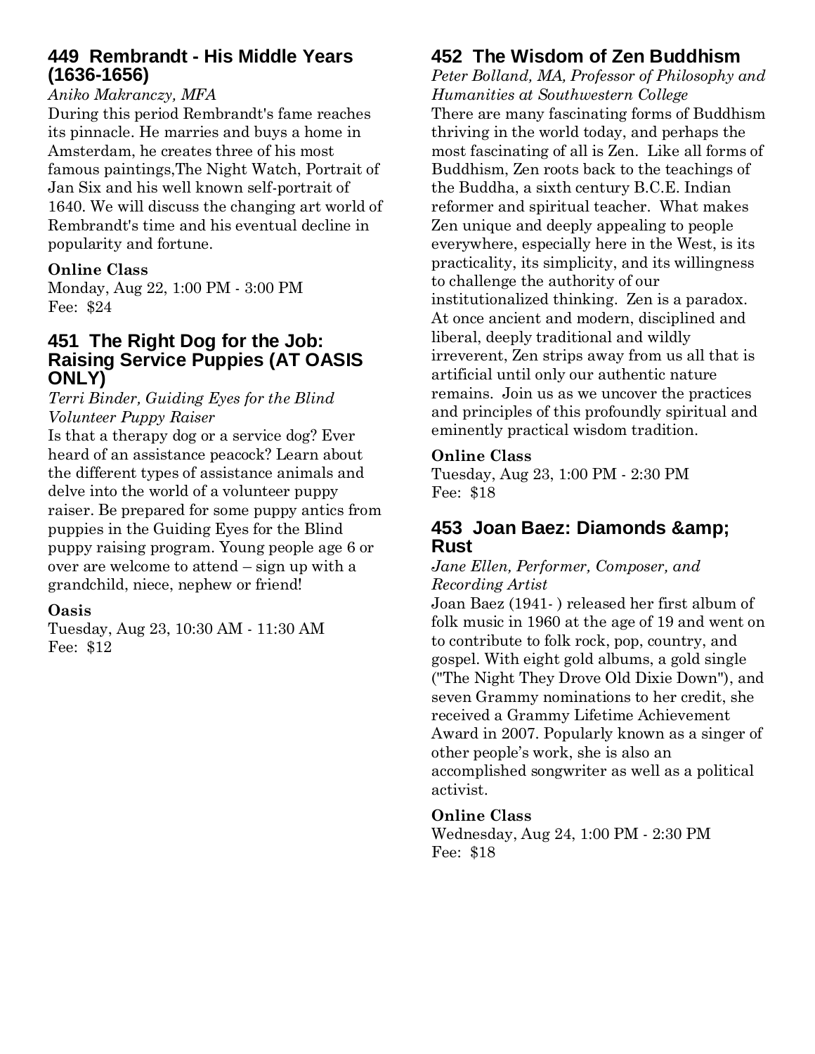## 449 Rembrandt - His Middle Years (1636-1656)

*Aniko Makranczy, MFA*

During this period Rembrandt's fame reaches its pinnacle. He marries and buys a home in Amsterdam, he creates three of his most famous paintings,The Night Watch, Portrait of Jan Six and his well known self-portrait of 1640. We will discuss the changing art world of Rembrandt's time and his eventual decline in popularity and fortune.

**Online Class**

Monday, Aug 22, 1:00 PM - 3:00 PM
Fee: $24

## 451 The Right Dog for the Job: Raising Service Puppies (AT OASIS ONLY)

*Terri Binder, Guiding Eyes for the Blind Volunteer Puppy Raiser*

Is that a therapy dog or a service dog? Ever heard of an assistance peacock? Learn about the different types of assistance animals and delve into the world of a volunteer puppy raiser. Be prepared for some puppy antics from puppies in the Guiding Eyes for the Blind puppy raising program. Young people age 6 or over are welcome to attend – sign up with a grandchild, niece, nephew or friend!

**Oasis**

Tuesday, Aug 23, 10:30 AM - 11:30 AM
Fee: $12

## 452 The Wisdom of Zen Buddhism

*Peter Bolland, MA, Professor of Philosophy and Humanities at Southwestern College*

There are many fascinating forms of Buddhism thriving in the world today, and perhaps the most fascinating of all is Zen. Like all forms of Buddhism, Zen roots back to the teachings of the Buddha, a sixth century B.C.E. Indian reformer and spiritual teacher. What makes Zen unique and deeply appealing to people everywhere, especially here in the West, is its practicality, its simplicity, and its willingness to challenge the authority of our institutionalized thinking. Zen is a paradox. At once ancient and modern, disciplined and liberal, deeply traditional and wildly irreverent, Zen strips away from us all that is artificial until only our authentic nature remains. Join us as we uncover the practices and principles of this profoundly spiritual and eminently practical wisdom tradition.

**Online Class**

Tuesday, Aug 23, 1:00 PM - 2:30 PM
Fee: $18

## 453 Joan Baez: Diamonds &amp; Rust

*Jane Ellen, Performer, Composer, and Recording Artist*

Joan Baez (1941- ) released her first album of folk music in 1960 at the age of 19 and went on to contribute to folk rock, pop, country, and gospel. With eight gold albums, a gold single ("The Night They Drove Old Dixie Down"), and seven Grammy nominations to her credit, she received a Grammy Lifetime Achievement Award in 2007. Popularly known as a singer of other people's work, she is also an accomplished songwriter as well as a political activist.

**Online Class**

Wednesday, Aug 24, 1:00 PM - 2:30 PM
Fee: $18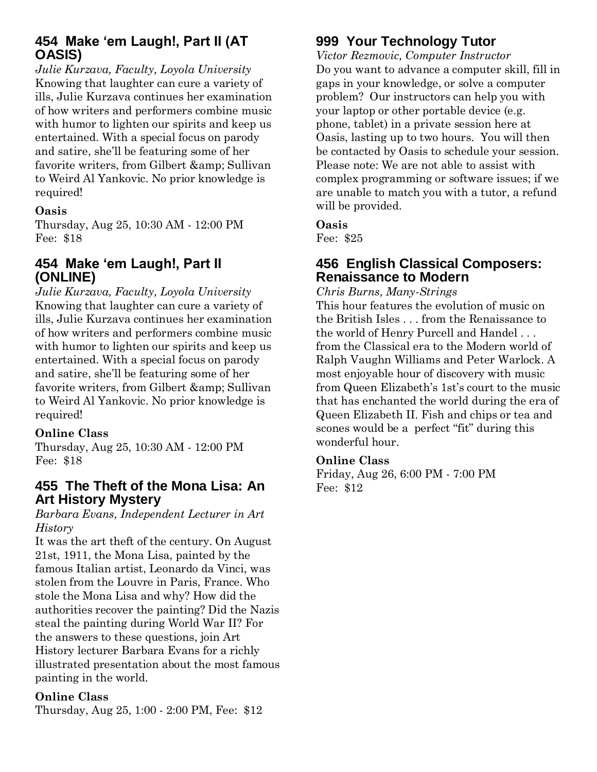## 454 Make 'em Laugh!, Part II (AT OASIS)

*Julie Kurzava, Faculty, Loyola University*

Knowing that laughter can cure a variety of ills, Julie Kurzava continues her examination of how writers and performers combine music with humor to lighten our spirits and keep us entertained. With a special focus on parody and satire, she'll be featuring some of her favorite writers, from Gilbert &amp; Sullivan to Weird Al Yankovic. No prior knowledge is required!

**Oasis**

Thursday, Aug 25, 10:30 AM - 12:00 PM
Fee: $18

## 454 Make 'em Laugh!, Part II (ONLINE)

*Julie Kurzava, Faculty, Loyola University*

Knowing that laughter can cure a variety of ills, Julie Kurzava continues her examination of how writers and performers combine music with humor to lighten our spirits and keep us entertained. With a special focus on parody and satire, she'll be featuring some of her favorite writers, from Gilbert &amp; Sullivan to Weird Al Yankovic. No prior knowledge is required!

**Online Class**

Thursday, Aug 25, 10:30 AM - 12:00 PM
Fee: $18

## 455 The Theft of the Mona Lisa: An Art History Mystery

*Barbara Evans, Independent Lecturer in Art History*

It was the art theft of the century. On August 21st, 1911, the Mona Lisa, painted by the famous Italian artist, Leonardo da Vinci, was stolen from the Louvre in Paris, France. Who stole the Mona Lisa and why? How did the authorities recover the painting? Did the Nazis steal the painting during World War II? For the answers to these questions, join Art History lecturer Barbara Evans for a richly illustrated presentation about the most famous painting in the world.

**Online Class**

Thursday, Aug 25, 1:00 - 2:00 PM, Fee: $12

## 999 Your Technology Tutor

*Victor Rezmovic, Computer Instructor*

Do you want to advance a computer skill, fill in gaps in your knowledge, or solve a computer problem? Our instructors can help you with your laptop or other portable device (e.g. phone, tablet) in a private session here at Oasis, lasting up to two hours. You will then be contacted by Oasis to schedule your session. Please note: We are not able to assist with complex programming or software issues; if we are unable to match you with a tutor, a refund will be provided.

**Oasis**

Fee: $25

## 456 English Classical Composers: Renaissance to Modern

*Chris Burns, Many-Strings*

This hour features the evolution of music on the British Isles . . . from the Renaissance to the world of Henry Purcell and Handel . . . from the Classical era to the Modern world of Ralph Vaughn Williams and Peter Warlock. A most enjoyable hour of discovery with music from Queen Elizabeth's 1st's court to the music that has enchanted the world during the era of Queen Elizabeth II. Fish and chips or tea and scones would be a perfect "fit" during this wonderful hour.

**Online Class**

Friday, Aug 26, 6:00 PM - 7:00 PM
Fee: $12